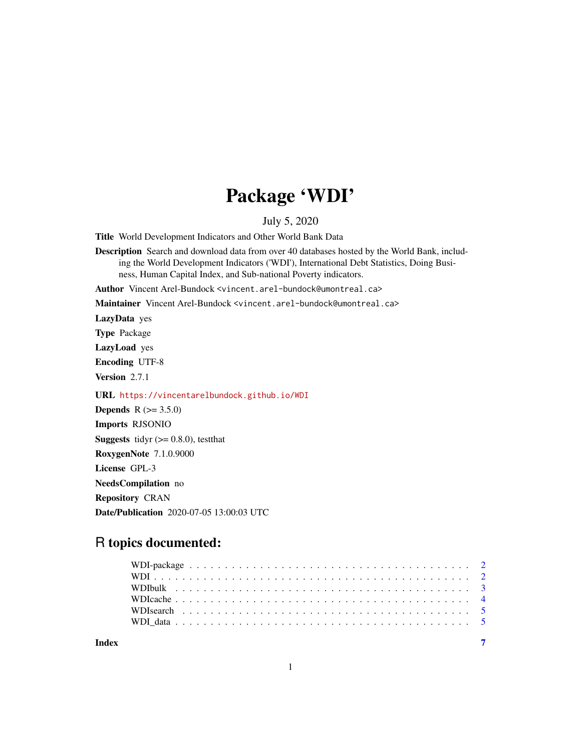# Package 'WDI'

July 5, 2020

**Title** World Development Indicators and Other World Bank Data

**Description** Search and download data from over 40 databases hosted by the World Bank, including the World Development Indicators ('WDI'), International Debt Statistics, Doing Business, Human Capital Index, and Sub-national Poverty indicators.

**Author** Vincent Arel-Bundock <vincent.arel-bundock@umontreal.ca>

**Maintainer** Vincent Arel-Bundock <vincent.arel-bundock@umontreal.ca>

**LazyData** yes

**Type** Package

**LazyLoad** yes

**Encoding** UTF-8

**Version** 2.7.1

**URL** https://vincentarelbundock.github.io/WDI

**Depends** R (>= 3.5.0)

**Imports** RJSONIO

**Suggests** tidyr (>= 0.8.0), testthat

**RoxygenNote** 7.1.0.9000

**License** GPL-3

**NeedsCompilation** no

**Repository** CRAN

**Date/Publication** 2020-07-05 13:00:03 UTC

## R topics documented:

| | |
|---|---|
| WDI-package | 2 |
| WDI | 2 |
| WDIbulk | 3 |
| WDIcache | 4 |
| WDIsearch | 5 |
| WDI_data | 5 |
| **Index** | **7** |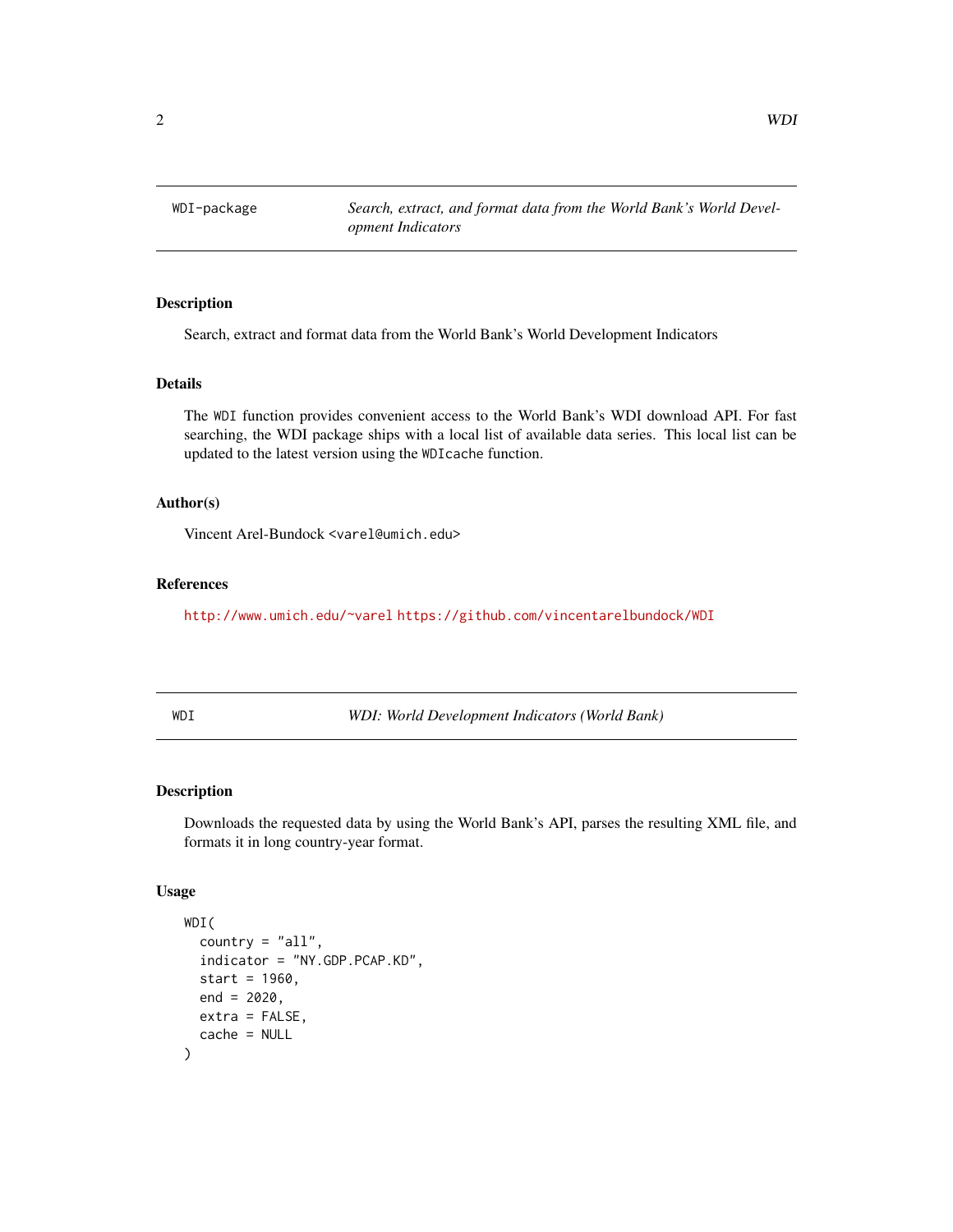## WDI-package — *Search, extract, and format data from the World Bank's World Development Indicators*

### Description

Search, extract and format data from the World Bank's World Development Indicators

### Details

The `WDI` function provides convenient access to the World Bank's WDI download API. For fast searching, the WDI package ships with a local list of available data series. This local list can be updated to the latest version using the `WDIcache` function.

### Author(s)

Vincent Arel-Bundock <varel@umich.edu>

### References

http://www.umich.edu/~varel https://github.com/vincentarelbundock/WDI

## WDI — *WDI: World Development Indicators (World Bank)*

### Description

Downloads the requested data by using the World Bank's API, parses the resulting XML file, and formats it in long country-year format.

### Usage

```
WDI(
  country = "all",
  indicator = "NY.GDP.PCAP.KD",
  start = 1960,
  end = 2020,
  extra = FALSE,
  cache = NULL
)
```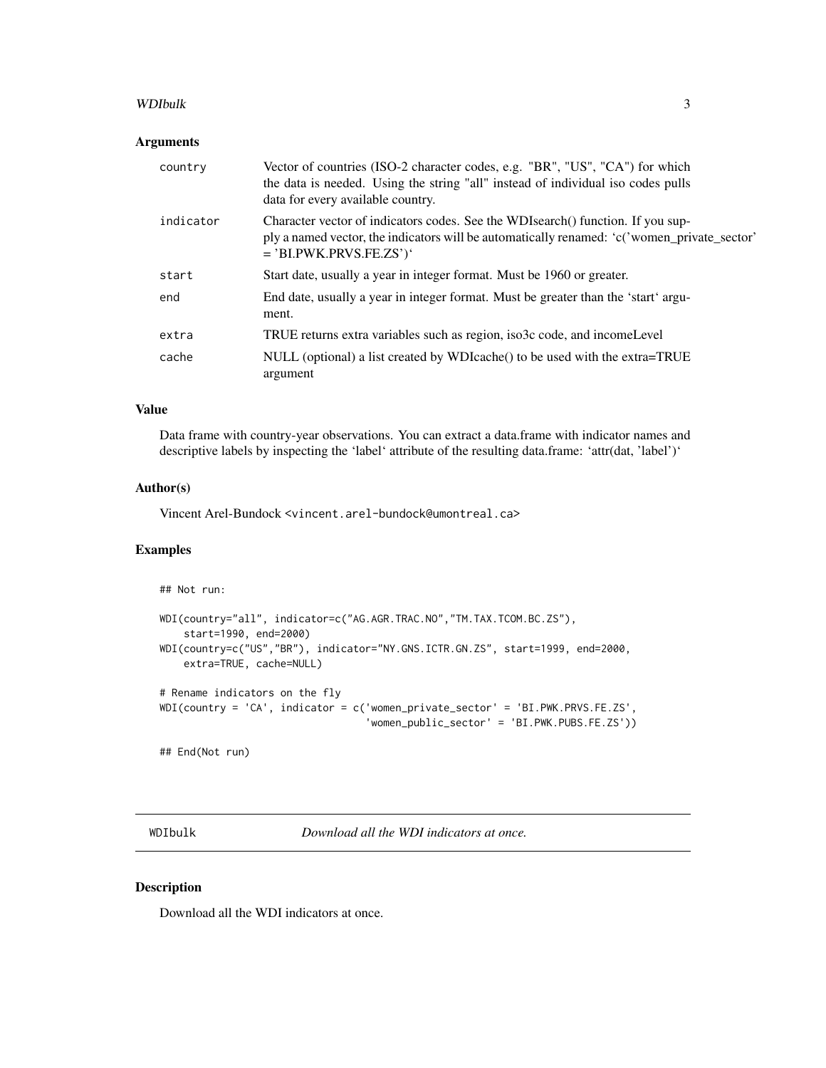## Arguments

| | |
|---|---|
| country | Vector of countries (ISO-2 character codes, e.g. "BR", "US", "CA") for which the data is needed. Using the string "all" instead of individual iso codes pulls data for every available country. |
| indicator | Character vector of indicators codes. See the WDIsearch() function. If you supply a named vector, the indicators will be automatically renamed: 'c('women_private_sector' = 'BI.PWK.PRVS.FE.ZS')' |
| start | Start date, usually a year in integer format. Must be 1960 or greater. |
| end | End date, usually a year in integer format. Must be greater than the 'start' argument. |
| extra | TRUE returns extra variables such as region, iso3c code, and incomeLevel |
| cache | NULL (optional) a list created by WDIcache() to be used with the extra=TRUE argument |

## Value

Data frame with country-year observations. You can extract a data.frame with indicator names and descriptive labels by inspecting the 'label' attribute of the resulting data.frame: 'attr(dat, 'label')'

## Author(s)

Vincent Arel-Bundock <vincent.arel-bundock@umontreal.ca>

## Examples

```
## Not run:

WDI(country="all", indicator=c("AG.AGR.TRAC.NO","TM.TAX.TCOM.BC.ZS"),
    start=1990, end=2000)
WDI(country=c("US","BR"), indicator="NY.GNS.ICTR.GN.ZS", start=1999, end=2000,
    extra=TRUE, cache=NULL)

# Rename indicators on the fly
WDI(country = 'CA', indicator = c('women_private_sector' = 'BI.PWK.PRVS.FE.ZS',
                                  'women_public_sector' = 'BI.PWK.PUBS.FE.ZS'))

## End(Not run)
```

---

# WDIbulk — *Download all the WDI indicators at once.*

## Description

Download all the WDI indicators at once.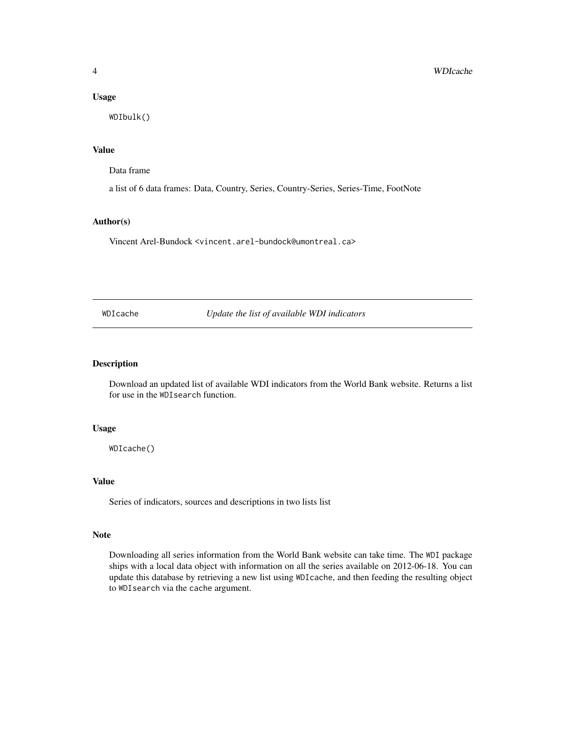### Usage

```
WDIbulk()
```

### Value

Data frame

a list of 6 data frames: Data, Country, Series, Country-Series, Series-Time, FootNote

### Author(s)

Vincent Arel-Bundock <vincent.arel-bundock@umontreal.ca>

---

## WDIcache *Update the list of available WDI indicators*

---

### Description

Download an updated list of available WDI indicators from the World Bank website. Returns a list for use in the `WDIsearch` function.

### Usage

```
WDIcache()
```

### Value

Series of indicators, sources and descriptions in two lists list

### Note

Downloading all series information from the World Bank website can take time. The `WDI` package ships with a local data object with information on all the series available on 2012-06-18. You can update this database by retrieving a new list using `WDIcache`, and then feeding the resulting object to `WDIsearch` via the `cache` argument.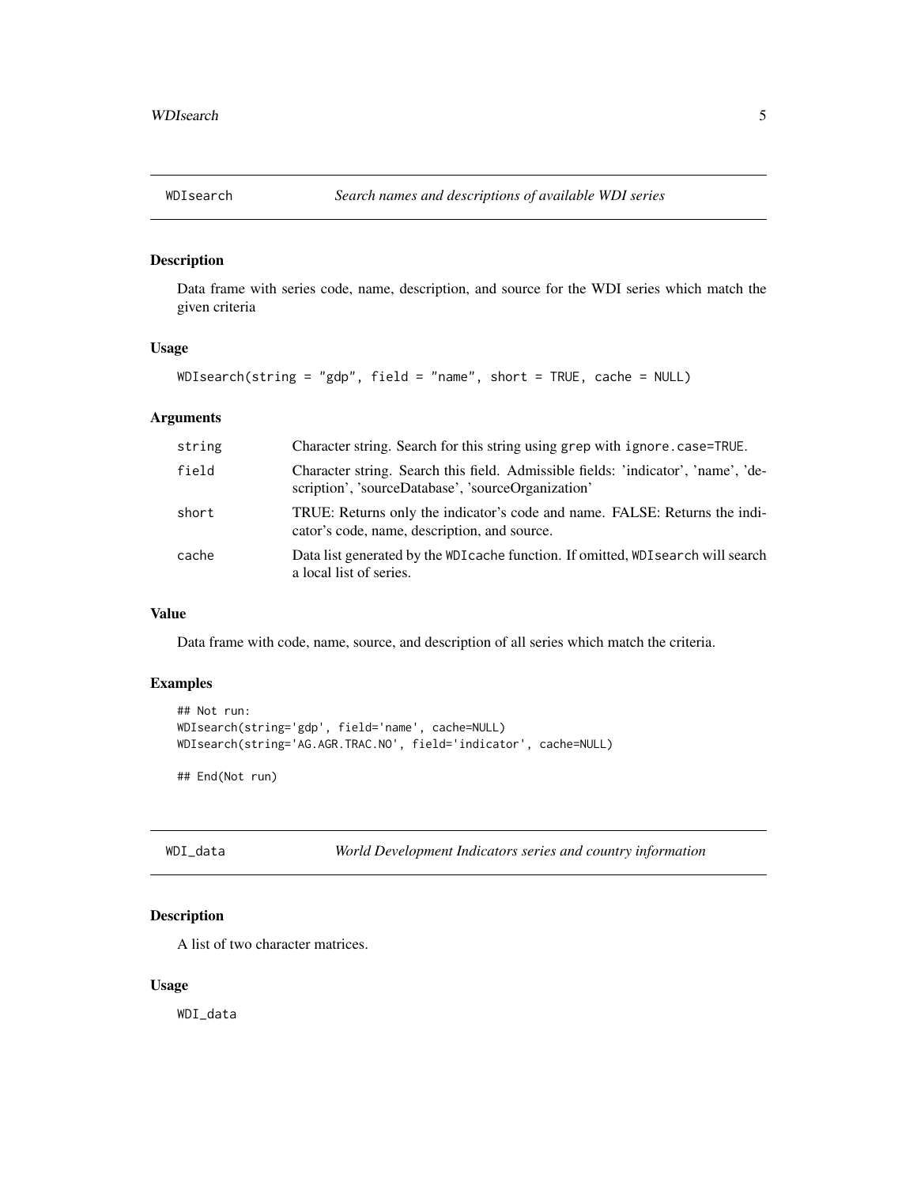## WDIsearch — *Search names and descriptions of available WDI series*

### Description

Data frame with series code, name, description, and source for the WDI series which match the given criteria

### Usage

```
WDIsearch(string = "gdp", field = "name", short = TRUE, cache = NULL)
```

### Arguments

| | |
|---|---|
| string | Character string. Search for this string using `grep` with `ignore.case=TRUE`. |
| field | Character string. Search this field. Admissible fields: 'indicator', 'name', 'description', 'sourceDatabase', 'sourceOrganization' |
| short | TRUE: Returns only the indicator's code and name. FALSE: Returns the indicator's code, name, description, and source. |
| cache | Data list generated by the `WDIcache` function. If omitted, `WDIsearch` will search a local list of series. |

### Value

Data frame with code, name, source, and description of all series which match the criteria.

### Examples

```
## Not run:
WDIsearch(string='gdp', field='name', cache=NULL)
WDIsearch(string='AG.AGR.TRAC.NO', field='indicator', cache=NULL)

## End(Not run)
```

## WDI_data — *World Development Indicators series and country information*

### Description

A list of two character matrices.

### Usage

```
WDI_data
```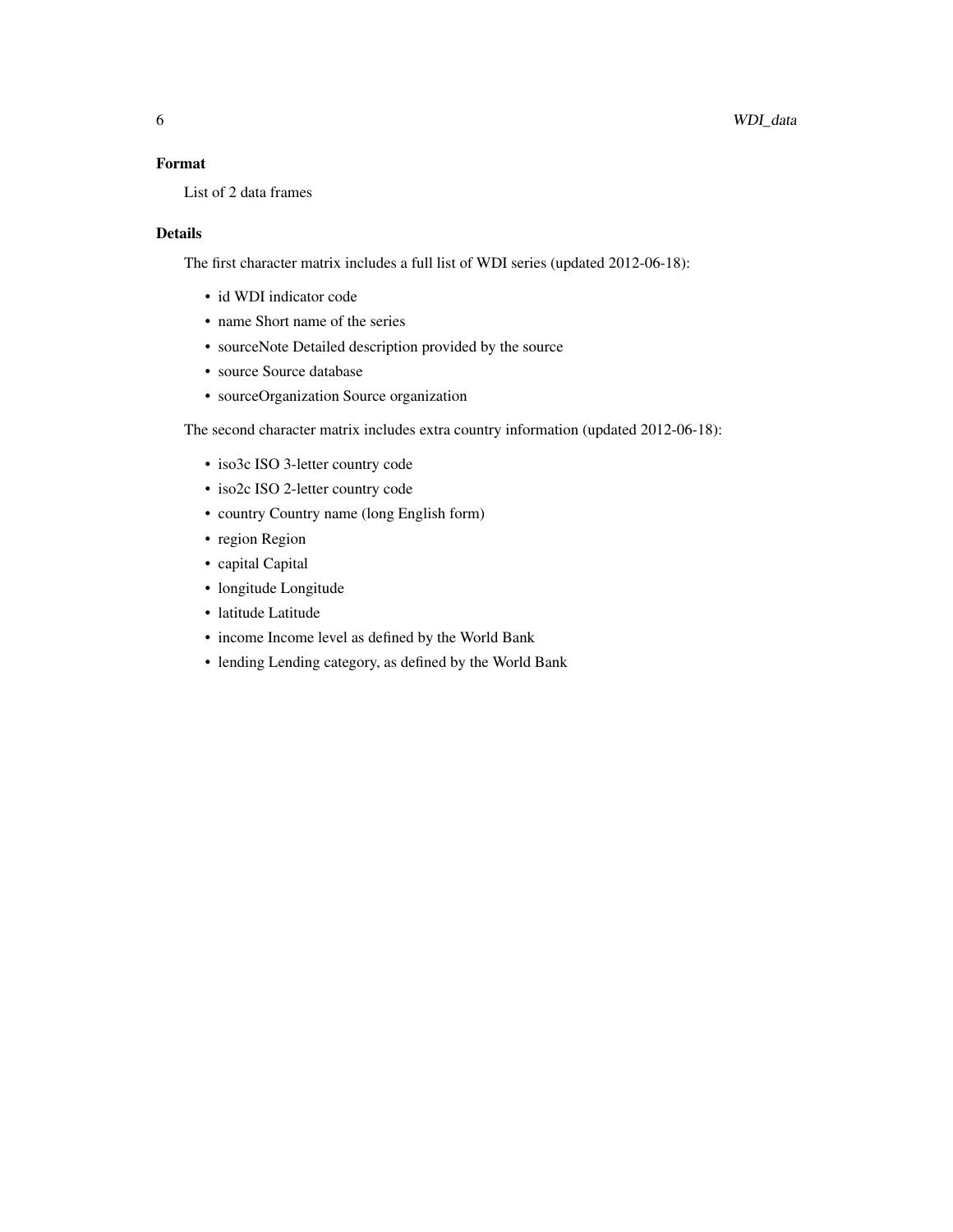### Format

List of 2 data frames

### Details

The first character matrix includes a full list of WDI series (updated 2012-06-18):

- id WDI indicator code
- name Short name of the series
- sourceNote Detailed description provided by the source
- source Source database
- sourceOrganization Source organization

The second character matrix includes extra country information (updated 2012-06-18):

- iso3c ISO 3-letter country code
- iso2c ISO 2-letter country code
- country Country name (long English form)
- region Region
- capital Capital
- longitude Longitude
- latitude Latitude
- income Income level as defined by the World Bank
- lending Lending category, as defined by the World Bank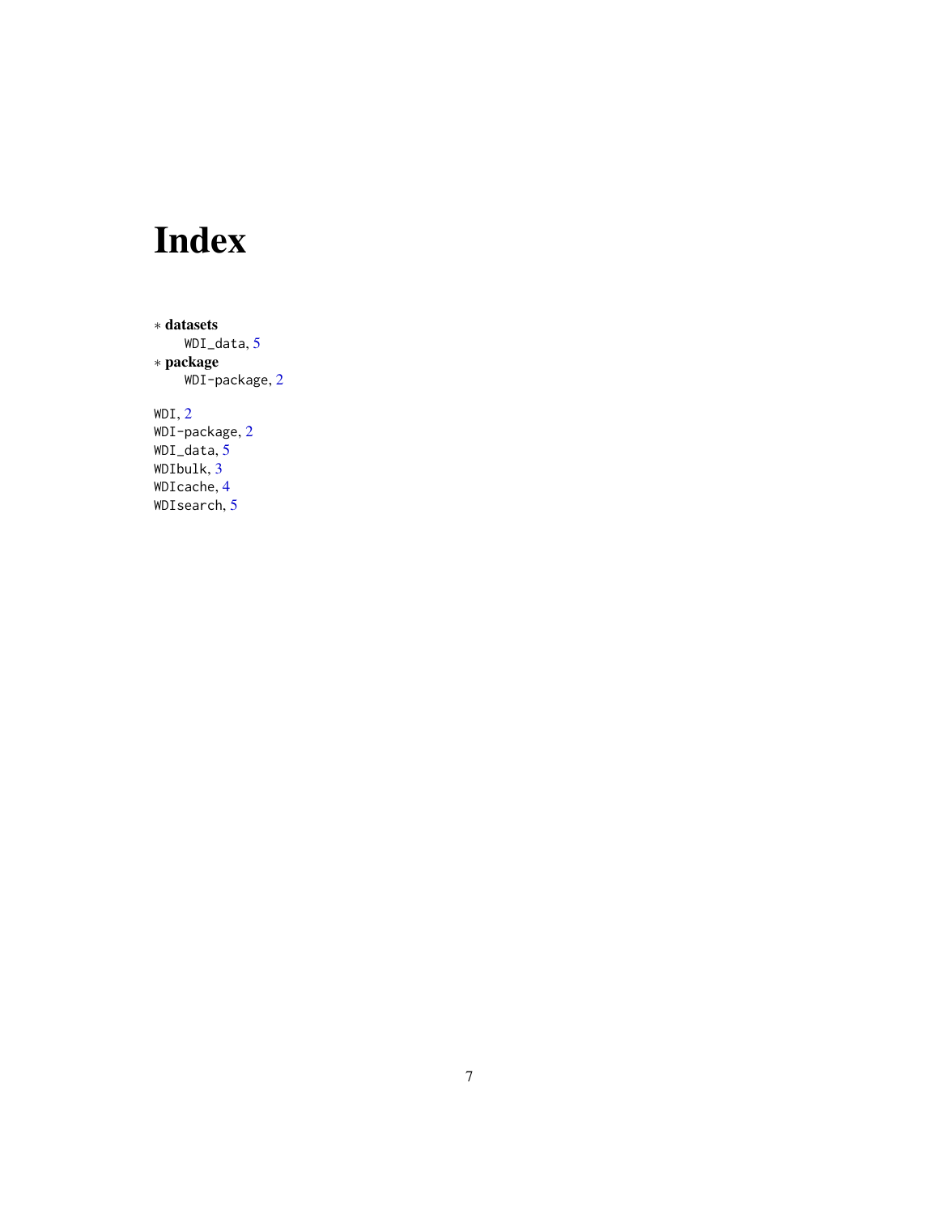# Index

∗ **datasets**

    WDI_data, 5

∗ **package**

    WDI-package, 2

WDI, 2
WDI-package, 2
WDI_data, 5
WDIbulk, 3
WDIcache, 4
WDIsearch, 5